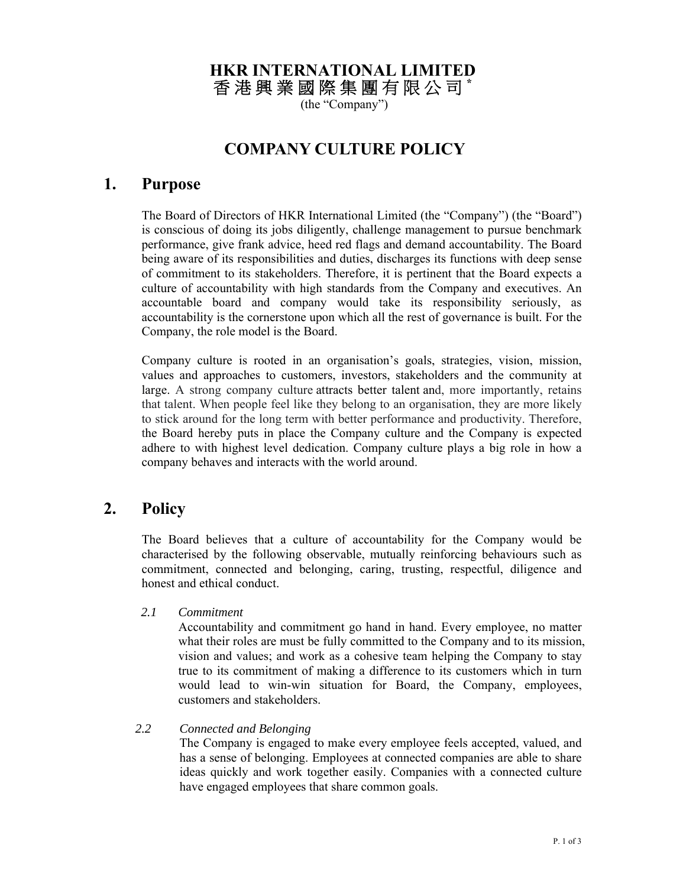# HKR INTERNATIONAL LIMITED
# 香港興業國際集團有限公司 *

(the "Company")

## COMPANY CULTURE POLICY

## 1. Purpose

The Board of Directors of HKR International Limited (the "Company") (the "Board") is conscious of doing its jobs diligently, challenge management to pursue benchmark performance, give frank advice, heed red flags and demand accountability. The Board being aware of its responsibilities and duties, discharges its functions with deep sense of commitment to its stakeholders. Therefore, it is pertinent that the Board expects a culture of accountability with high standards from the Company and executives. An accountable board and company would take its responsibility seriously, as accountability is the cornerstone upon which all the rest of governance is built. For the Company, the role model is the Board.

Company culture is rooted in an organisation's goals, strategies, vision, mission, values and approaches to customers, investors, stakeholders and the community at large. A strong company culture attracts better talent and, more importantly, retains that talent. When people feel like they belong to an organisation, they are more likely to stick around for the long term with better performance and productivity. Therefore, the Board hereby puts in place the Company culture and the Company is expected adhere to with highest level dedication. Company culture plays a big role in how a company behaves and interacts with the world around.

## 2. Policy

The Board believes that a culture of accountability for the Company would be characterised by the following observable, mutually reinforcing behaviours such as commitment, connected and belonging, caring, trusting, respectful, diligence and honest and ethical conduct.

*2.1 Commitment*

Accountability and commitment go hand in hand. Every employee, no matter what their roles are must be fully committed to the Company and to its mission, vision and values; and work as a cohesive team helping the Company to stay true to its commitment of making a difference to its customers which in turn would lead to win-win situation for Board, the Company, employees, customers and stakeholders.

*2.2 Connected and Belonging*

The Company is engaged to make every employee feels accepted, valued, and has a sense of belonging. Employees at connected companies are able to share ideas quickly and work together easily. Companies with a connected culture have engaged employees that share common goals.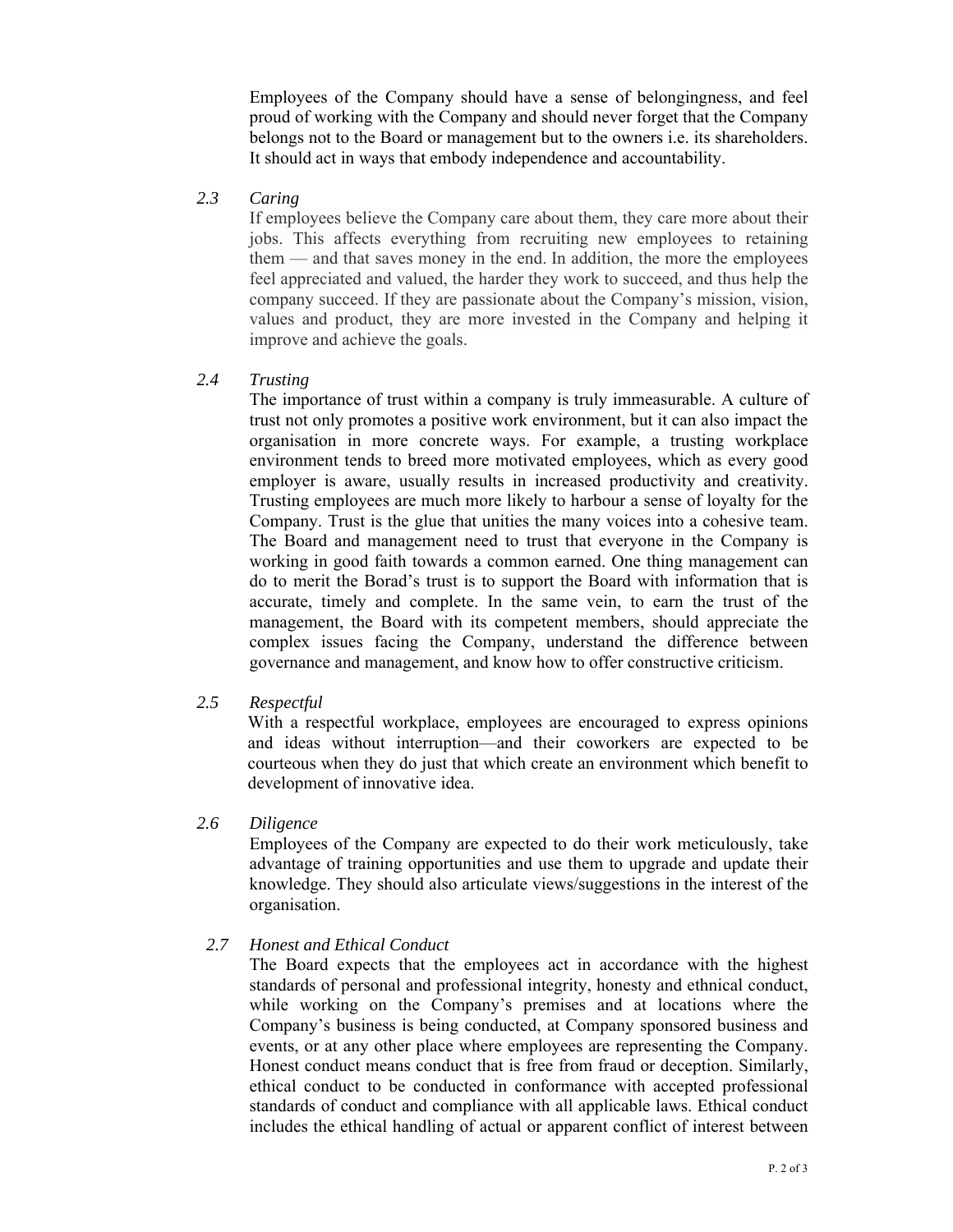Employees of the Company should have a sense of belongingness, and feel proud of working with the Company and should never forget that the Company belongs not to the Board or management but to the owners i.e. its shareholders. It should act in ways that embody independence and accountability.

### 2.3 *Caring*

If employees believe the Company care about them, they care more about their jobs. This affects everything from recruiting new employees to retaining them — and that saves money in the end. In addition, the more the employees feel appreciated and valued, the harder they work to succeed, and thus help the company succeed. If they are passionate about the Company's mission, vision, values and product, they are more invested in the Company and helping it improve and achieve the goals.

### 2.4 *Trusting*

The importance of trust within a company is truly immeasurable. A culture of trust not only promotes a positive work environment, but it can also impact the organisation in more concrete ways. For example, a trusting workplace environment tends to breed more motivated employees, which as every good employer is aware, usually results in increased productivity and creativity. Trusting employees are much more likely to harbour a sense of loyalty for the Company. Trust is the glue that unities the many voices into a cohesive team. The Board and management need to trust that everyone in the Company is working in good faith towards a common earned. One thing management can do to merit the Borad's trust is to support the Board with information that is accurate, timely and complete. In the same vein, to earn the trust of the management, the Board with its competent members, should appreciate the complex issues facing the Company, understand the difference between governance and management, and know how to offer constructive criticism.

### 2.5 *Respectful*

With a respectful workplace, employees are encouraged to express opinions and ideas without interruption—and their coworkers are expected to be courteous when they do just that which create an environment which benefit to development of innovative idea.

### 2.6 *Diligence*

Employees of the Company are expected to do their work meticulously, take advantage of training opportunities and use them to upgrade and update their knowledge. They should also articulate views/suggestions in the interest of the organisation.

### 2.7 *Honest and Ethical Conduct*

The Board expects that the employees act in accordance with the highest standards of personal and professional integrity, honesty and ethnical conduct, while working on the Company's premises and at locations where the Company's business is being conducted, at Company sponsored business and events, or at any other place where employees are representing the Company. Honest conduct means conduct that is free from fraud or deception. Similarly, ethical conduct to be conducted in conformance with accepted professional standards of conduct and compliance with all applicable laws. Ethical conduct includes the ethical handling of actual or apparent conflict of interest between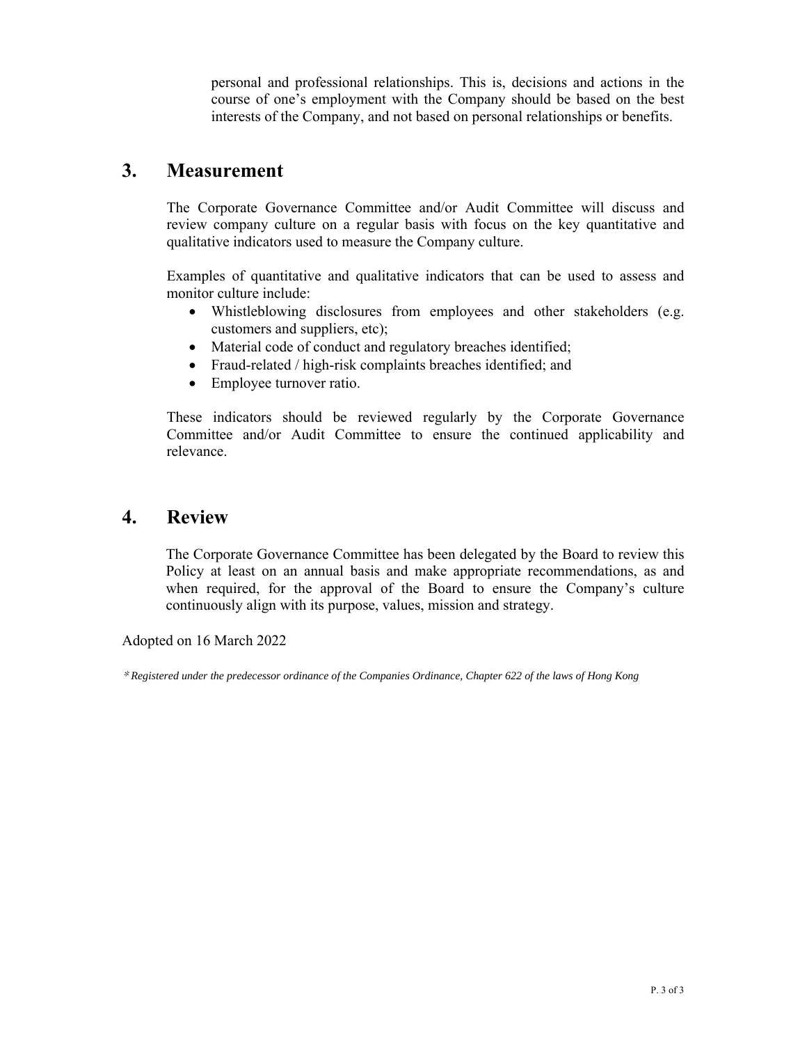personal and professional relationships. This is, decisions and actions in the course of one's employment with the Company should be based on the best interests of the Company, and not based on personal relationships or benefits.

## 3. Measurement

The Corporate Governance Committee and/or Audit Committee will discuss and review company culture on a regular basis with focus on the key quantitative and qualitative indicators used to measure the Company culture.

Examples of quantitative and qualitative indicators that can be used to assess and monitor culture include:

- Whistleblowing disclosures from employees and other stakeholders (e.g. customers and suppliers, etc);
- Material code of conduct and regulatory breaches identified;
- Fraud-related / high-risk complaints breaches identified; and
- Employee turnover ratio.

These indicators should be reviewed regularly by the Corporate Governance Committee and/or Audit Committee to ensure the continued applicability and relevance.

## 4. Review

The Corporate Governance Committee has been delegated by the Board to review this Policy at least on an annual basis and make appropriate recommendations, as and when required, for the approval of the Board to ensure the Company's culture continuously align with its purpose, values, mission and strategy.

Adopted on 16 March 2022

*\* Registered under the predecessor ordinance of the Companies Ordinance, Chapter 622 of the laws of Hong Kong*